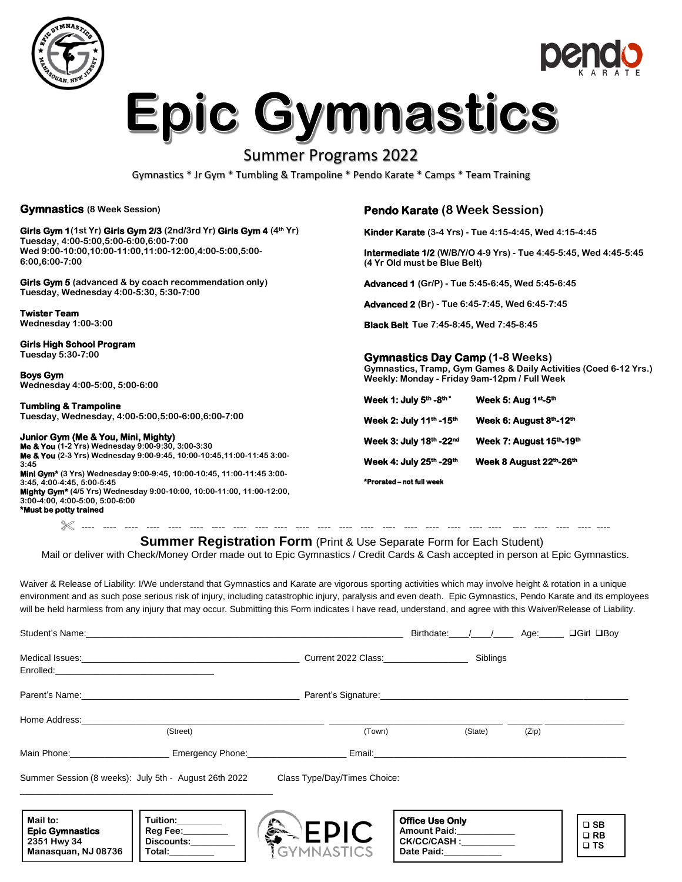# Epic Gymnastics

## Summer Programs 2022

Gymnastics * Jr Gym * Tumbling & Trampoline * Pendo Karate * Camps * Team Training

### Gymnastics (8 Week Session)

**Girls Gym 1** (1st Yr) **Girls Gym 2/3** (2nd/3rd Yr) **Girls Gym 4** (4th Yr)
Tuesday, 4:00-5:00,5:00-6:00,6:00-7:00
Wed 9:00-10:00,10:00-11:00,11:00-12:00,4:00-5:00,5:00-6:00,6:00-7:00

**Girls Gym 5** (advanced & by coach recommendation only)
Tuesday, Wednesday 4:00-5:30, 5:30-7:00

**Twister Team**
Wednesday 1:00-3:00

**Girls High School Program**
Tuesday 5:30-7:00

**Boys Gym**
Wednesday 4:00-5:00, 5:00-6:00

**Tumbling & Trampoline**
Tuesday, Wednesday, 4:00-5:00,5:00-6:00,6:00-7:00

**Junior Gym (Me & You, Mini, Mighty)**
**Me & You** (1-2 Yrs) Wednesday 9:00-9:30, 3:00-3:30
**Me & You** (2-3 Yrs) Wednesday 9:00-9:45, 10:00-10:45,11:00-11:45 3:00-3:45
**Mini Gym*** (3 Yrs) Wednesday 9:00-9:45, 10:00-10:45, 11:00-11:45 3:00-3:45, 4:00-4:45, 5:00-5:45
**Mighty Gym*** (4/5 Yrs) Wednesday 9:00-10:00, 10:00-11:00, 11:00-12:00, 3:00-4:00, 4:00-5:00, 5:00-6:00
***Must be potty trained**

### Pendo Karate (8 Week Session)

**Kinder Karate** (3-4 Yrs) - Tue 4:15-4:45, Wed 4:15-4:45

**Intermediate 1/2** (W/B/Y/O 4-9 Yrs) - Tue 4:45-5:45, Wed 4:45-5:45 (4 Yr Old must be Blue Belt)

**Advanced 1** (Gr/P) - Tue 5:45-6:45, Wed 5:45-6:45

**Advanced 2** (Br) - Tue 6:45-7:45, Wed 6:45-7:45

**Black Belt** Tue 7:45-8:45, Wed 7:45-8:45

### Gymnastics Day Camp (1-8 Weeks)

Gymnastics, Tramp, Gym Games & Daily Activities (Coed 6-12 Yrs.)
Weekly: Monday - Friday 9am-12pm / Full Week

| | |
|---|---|
| **Week 1: July 5th -8th*** | **Week 5: Aug 1st-5th** |
| **Week 2: July 11th -15th** | **Week 6: August 8th-12th** |
| **Week 3: July 18th -22nd** | **Week 7: August 15th-19th** |
| **Week 4: July 25th -29th** | **Week 8 August 22nd-26th** |

***Prorated – not full week**

---

## Summer Registration Form (Print & Use Separate Form for Each Student)

Mail or deliver with Check/Money Order made out to Epic Gymnastics / Credit Cards & Cash accepted in person at Epic Gymnastics.

Waiver & Release of Liability: I/We understand that Gymnastics and Karate are vigorous sporting activities which may involve height & rotation in a unique environment and as such pose serious risk of injury, including catastrophic injury, paralysis and even death. Epic Gymnastics, Pendo Karate and its employees will be held harmless from any injury that may occur. Submitting this Form indicates I have read, understand, and agree with this Waiver/Release of Liability.

Student's Name:______________________ Birthdate:____/____/____ Age:_____ ❑Girl ❑Boy

Medical Issues:______________________ Current 2022 Class:________________ Siblings Enrolled:______________________

Parent's Name:______________________ Parent's Signature:______________________

Home Address:______________________ (Street) ______________ (Town) ________ (State) ________ (Zip)

Main Phone:____________ Emergency Phone:____________ Email:______________________

Summer Session (8 weeks): July 5th - August 26th 2022 Class Type/Day/Times Choice:

______________________

**Mail to:**
**Epic Gymnastics**
**2351 Hwy 34**
**Manasquan, NJ 08736**

Tuition:_________
Reg Fee:_________
Discounts:_________
Total:_________

**Office Use Only**
Amount Paid:___________
CK/CC/CASH :___________
Date Paid:___________

❑ SB
❑ RB
❑ TS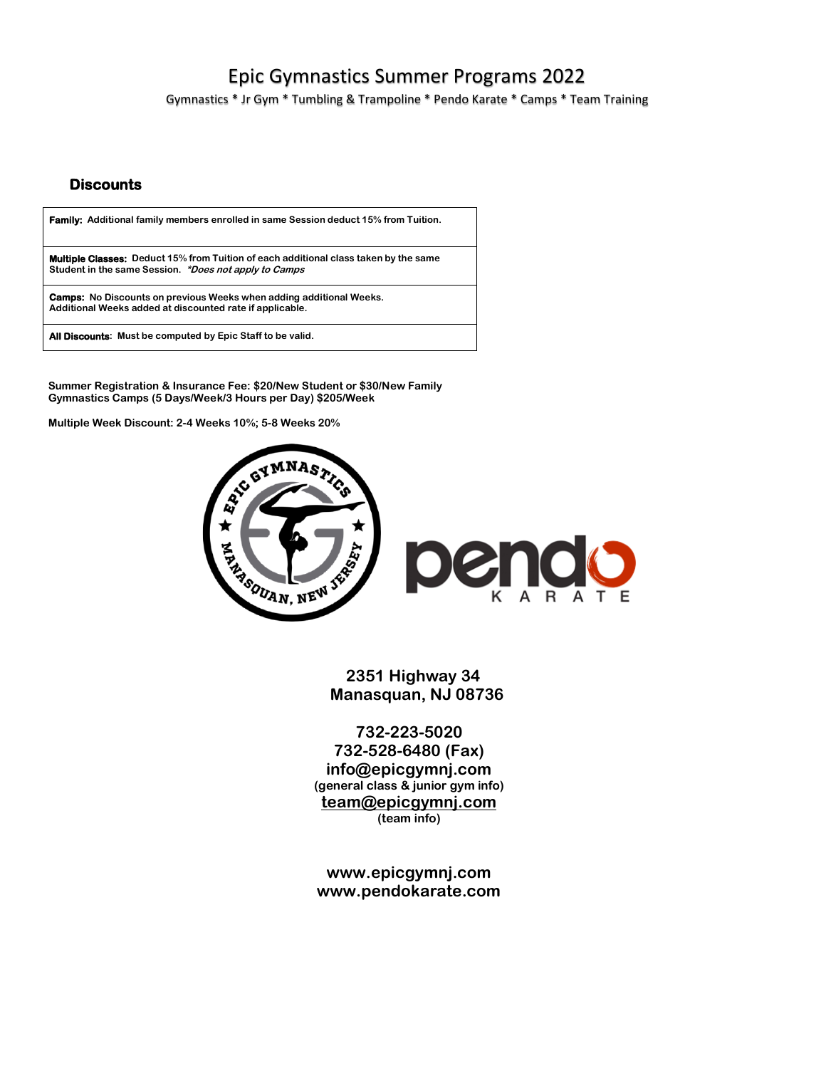# Epic Gymnastics Summer Programs 2022

Gymnastics * Jr Gym * Tumbling & Trampoline * Pendo Karate * Camps * Team Training

## Discounts

| |
|---|
| **Family:** Additional family members enrolled in same Session deduct 15% from Tuition. |
| **Multiple Classes:** Deduct 15% from Tuition of each additional class taken by the same Student in the same Session. *\*Does not apply to Camps* |
| **Camps:** No Discounts on previous Weeks when adding additional Weeks. Additional Weeks added at discounted rate if applicable. |
| **All Discounts**: Must be computed by Epic Staff to be valid. |

**Summer Registration & Insurance Fee: $20/New Student or $30/New Family**
**Gymnastics Camps (5 Days/Week/3 Hours per Day) $205/Week**

**Multiple Week Discount: 2-4 Weeks 10%; 5-8 Weeks 20%**

EPIC GYMNASTICS
MANASQUAN, NEW JERSEY

pendo
KARATE

**2351 Highway 34**
**Manasquan, NJ 08736**

**732-223-5020**
**732-528-6480 (Fax)**
**info@epicgymnj.com**
**(general class & junior gym info)**
**team@epicgymnj.com**
**(team info)**

**www.epicgymnj.com**
**www.pendokarate.com**